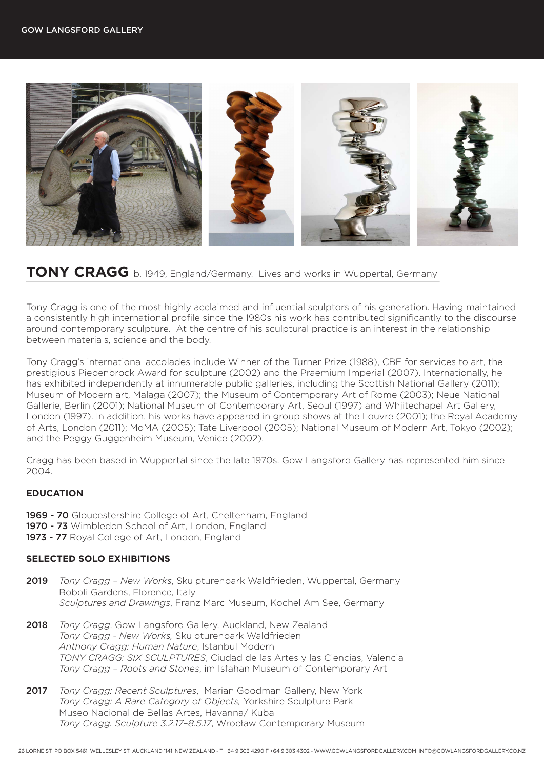# TONY CRAGG b. 1949, England/Germany. Lives and works in Wuppertal, Germany

Tony Cragg is one of the most highly acclaimed and influential sculptors of his generation. Having maintained a consistently high international profile since the 1980s his work has contributed significantly to the discourse around contemporary sculpture. At the centre of his sculptural practice is an interest in the relationship between materials, science and the body.

Tony Cragg's international accolades include Winner of the Turner Prize (1988), CBE for services to art, the prestigious Piepenbrock Award for sculpture (2002) and the Praemium Imperial (2007). Internationally, he has exhibited independently at innumerable public galleries, including the Scottish National Gallery (2011); Museum of Modern art, Malaga (2007); the Museum of Contemporary Art of Rome (2003); Neue National Gallerie, Berlin (2001); National Museum of Contemporary Art, Seoul (1997) and Whjitechapel Art Gallery, London (1997). In addition, his works have appeared in group shows at the Louvre (2001); the Royal Academy of Arts, London (2011); MoMA (2005); Tate Liverpool (2005); National Museum of Modern Art, Tokyo (2002); and the Peggy Guggenheim Museum, Venice (2002).

Cragg has been based in Wuppertal since the late 1970s. Gow Langsford Gallery has represented him since 2004.

## EDUCATION

**1969 - 70** Gloucestershire College of Art, Cheltenham, England
**1970 - 73** Wimbledon School of Art, London, England
**1973 - 77** Royal College of Art, London, England

## SELECTED SOLO EXHIBITIONS

**2019**
*Tony Cragg – New Works*, Skulpturenpark Waldfrieden, Wuppertal, Germany
Boboli Gardens, Florence, Italy
*Sculptures and Drawings*, Franz Marc Museum, Kochel Am See, Germany

**2018**
*Tony Cragg*, Gow Langsford Gallery, Auckland, New Zealand
*Tony Cragg - New Works,* Skulpturenpark Waldfrieden
*Anthony Cragg: Human Nature*, Istanbul Modern
*TONY CRAGG: SIX SCULPTURES*, Ciudad de las Artes y las Ciencias, Valencia
*Tony Cragg – Roots and Stones*, im Isfahan Museum of Contemporary Art

**2017**
*Tony Cragg: Recent Sculptures*, Marian Goodman Gallery, New York
*Tony Cragg: A Rare Category of Objects,* Yorkshire Sculpture Park
Museo Nacional de Bellas Artes, Havanna/ Kuba
*Tony Cragg. Sculpture 3.2.17–8.5.17*, Wrocław Contemporary Museum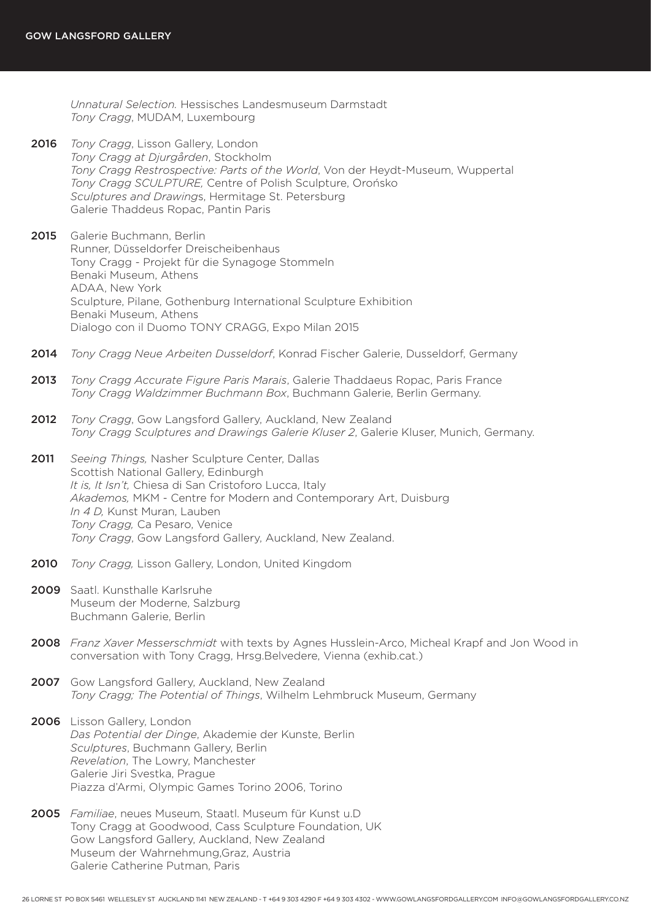*Unnatural Selection.* Hessisches Landesmuseum Darmstadt
*Tony Cragg*, MUDAM, Luxembourg

**2016** *Tony Cragg*, Lisson Gallery, London
*Tony Cragg at Djurgården*, Stockholm
*Tony Cragg Restrospective: Parts of the World*, Von der Heydt-Museum, Wuppertal
*Tony Cragg SCULPTURE,* Centre of Polish Sculpture, Orońsko
*Sculptures and Drawing*s, Hermitage St. Petersburg
Galerie Thaddeus Ropac, Pantin Paris

**2015** Galerie Buchmann, Berlin
Runner, Düsseldorfer Dreischeibenhaus
Tony Cragg - Projekt für die Synagoge Stommeln
Benaki Museum, Athens
ADAA, New York
Sculpture, Pilane, Gothenburg International Sculpture Exhibition
Benaki Museum, Athens
Dialogo con il Duomo TONY CRAGG, Expo Milan 2015

**2014** *Tony Cragg Neue Arbeiten Dusseldorf*, Konrad Fischer Galerie, Dusseldorf, Germany

**2013** *Tony Cragg Accurate Figure Paris Marais*, Galerie Thaddaeus Ropac, Paris France
*Tony Cragg Waldzimmer Buchmann Box*, Buchmann Galerie, Berlin Germany.

**2012** *Tony Cragg*, Gow Langsford Gallery, Auckland, New Zealand
*Tony Cragg Sculptures and Drawings Galerie Kluser 2*, Galerie Kluser, Munich, Germany.

**2011** *Seeing Things,* Nasher Sculpture Center, Dallas
Scottish National Gallery, Edinburgh
*It is, It Isn't,* Chiesa di San Cristoforo Lucca, Italy
*Akademos,* MKM - Centre for Modern and Contemporary Art, Duisburg
*In 4 D,* Kunst Muran, Lauben
*Tony Cragg,* Ca Pesaro, Venice
*Tony Cragg*, Gow Langsford Gallery, Auckland, New Zealand.

**2010** *Tony Cragg,* Lisson Gallery, London, United Kingdom

**2009** Saatl. Kunsthalle Karlsruhe
Museum der Moderne, Salzburg
Buchmann Galerie, Berlin

**2008** *Franz Xaver Messerschmidt* with texts by Agnes Husslein-Arco, Micheal Krapf and Jon Wood in conversation with Tony Cragg, Hrsg.Belvedere, Vienna (exhib.cat.)

**2007** Gow Langsford Gallery, Auckland, New Zealand
*Tony Cragg; The Potential of Things*, Wilhelm Lehmbruck Museum, Germany

**2006** Lisson Gallery, London
*Das Potential der Dinge*, Akademie der Kunste, Berlin
*Sculptures*, Buchmann Gallery, Berlin
*Revelation*, The Lowry, Manchester
Galerie Jiri Svestka, Prague
Piazza d'Armi, Olympic Games Torino 2006, Torino

**2005** *Familiae*, neues Museum, Staatl. Museum für Kunst u.D
Tony Cragg at Goodwood, Cass Sculpture Foundation, UK
Gow Langsford Gallery, Auckland, New Zealand
Museum der Wahrnehmung,Graz, Austria
Galerie Catherine Putman, Paris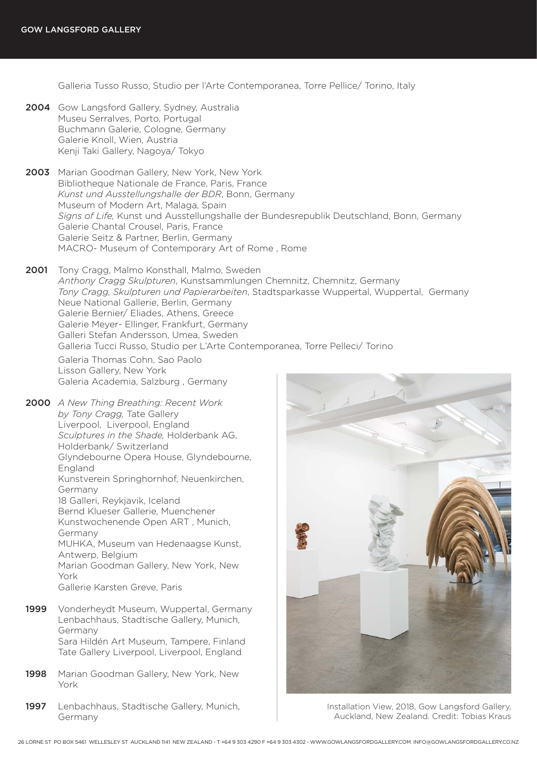Galleria Tusso Russo, Studio per l'Arte Contemporanea, Torre Pellice/ Torino, Italy

**2004** Gow Langsford Gallery, Sydney, Australia
Museu Serralves, Porto, Portugal
Buchmann Galerie, Cologne, Germany
Galerie Knoll, Wien, Austria
Kenji Taki Gallery, Nagoya/ Tokyo

**2003** Marian Goodman Gallery, New York, New York
Bibliotheque Nationale de France, Paris, France
*Kunst und Ausstellungshalle der BDR*, Bonn, Germany
Museum of Modern Art, Malaga, Spain
*Signs of Life,* Kunst und Ausstellungshalle der Bundesrepublik Deutschland, Bonn, Germany
Galerie Chantal Crousel, Paris, France
Galerie Seitz & Partner, Berlin, Germany
MACRO- Museum of Contemporary Art of Rome , Rome

**2001** Tony Cragg, Malmo Konsthall, Malmo, Sweden
*Anthony Cragg Skulpturen*, Kunstsammlungen Chemnitz, Chemnitz, Germany
*Tony Cragg, Skulpturen und Papierarbeiten*, Stadtsparkasse Wuppertal, Wuppertal, Germany
Neue National Gallerie, Berlin, Germany
Galerie Bernier/ Eliades, Athens, Greece
Galerie Meyer- Ellinger, Frankfurt, Germany
Galleri Stefan Andersson, Umea, Sweden
Galleria Tucci Russo, Studio per L'Arte Contemporanea, Torre Pelleci/ Torino
Galeria Thomas Cohn, Sao Paolo
Lisson Gallery, New York
Galeria Academia, Salzburg , Germany

**2000** *A New Thing Breathing: Recent Work by Tony Cragg,* Tate Gallery Liverpool, Liverpool, England
*Sculptures in the Shade,* Holderbank AG, Holderbank/ Switzerland
Glyndebourne Opera House, Glyndebourne, England
Kunstverein Springhornhof, Neuenkirchen, Germany
18 Galleri, Reykjavik, Iceland
Bernd Klueser Gallerie, Muenchener Kunstwochenende Open ART , Munich, Germany
MUHKA, Museum van Hedenaagse Kunst, Antwerp, Belgium
Marian Goodman Gallery, New York, New York
Gallerie Karsten Greve, Paris

**1999** Vonderheydt Museum, Wuppertal, Germany
Lenbachhaus, Stadtische Gallery, Munich, Germany
Sara Hildén Art Museum, Tampere, Finland
Tate Gallery Liverpool, Liverpool, England

**1998** Marian Goodman Gallery, New York, New York

**1997** Lenbachhaus, Stadtische Gallery, Munich, Germany

Installation View, 2018, Gow Langsford Gallery, Auckland, New Zealand. Credit: Tobias Kraus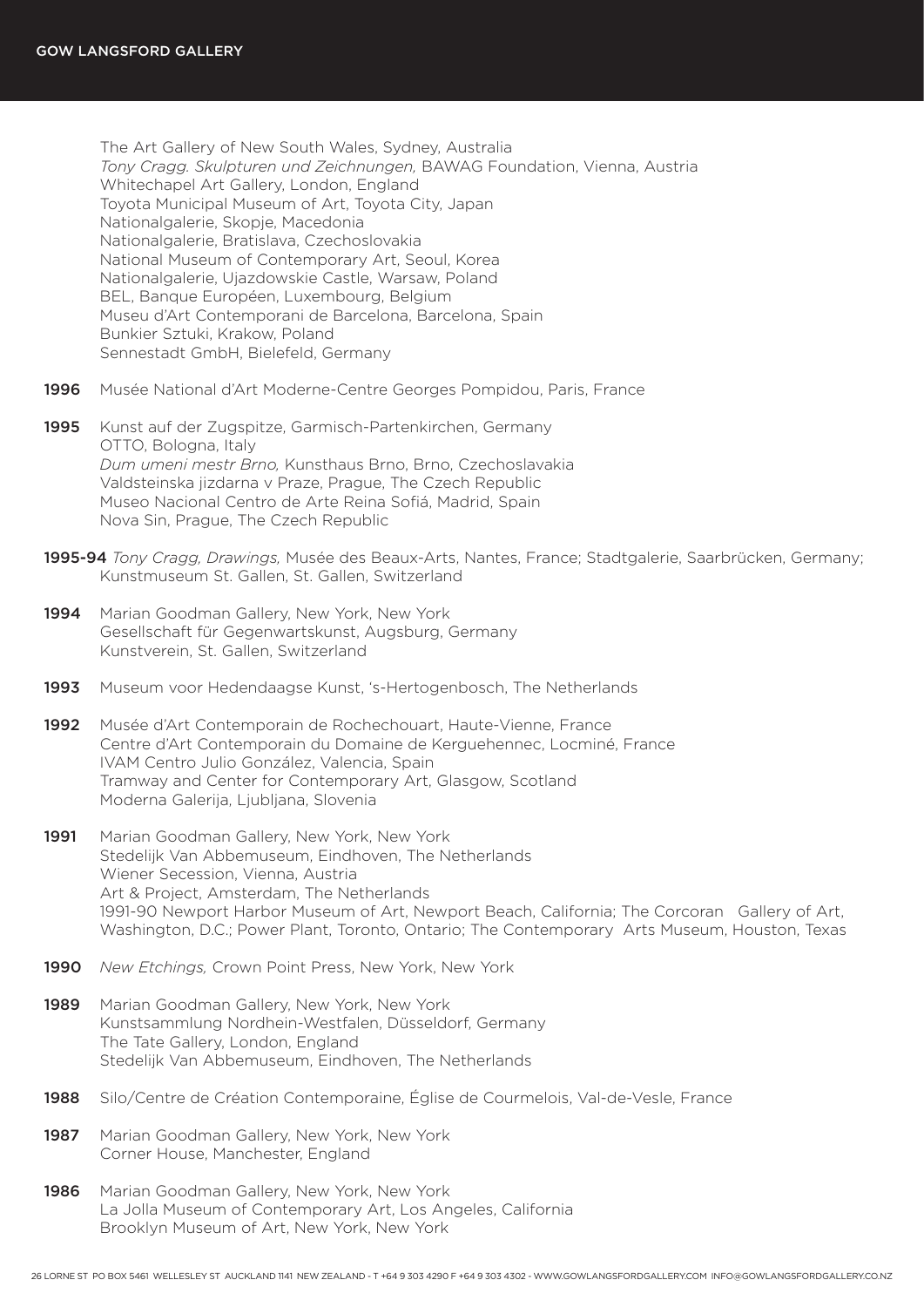The Art Gallery of New South Wales, Sydney, Australia
*Tony Cragg. Skulpturen und Zeichnungen,* BAWAG Foundation, Vienna, Austria
Whitechapel Art Gallery, London, England
Toyota Municipal Museum of Art, Toyota City, Japan
Nationalgalerie, Skopje, Macedonia
Nationalgalerie, Bratislava, Czechoslovakia
National Museum of Contemporary Art, Seoul, Korea
Nationalgalerie, Ujazdowskie Castle, Warsaw, Poland
BEL, Banque Européen, Luxembourg, Belgium
Museu d'Art Contemporani de Barcelona, Barcelona, Spain
Bunkier Sztuki, Krakow, Poland
Sennestadt GmbH, Bielefeld, Germany

**1996** Musée National d'Art Moderne-Centre Georges Pompidou, Paris, France

**1995** Kunst auf der Zugspitze, Garmisch-Partenkirchen, Germany
OTTO, Bologna, Italy
*Dum umeni mestr Brno,* Kunsthaus Brno, Brno, Czechoslavakia
Valdsteinska jizdarna v Praze, Prague, The Czech Republic
Museo Nacional Centro de Arte Reina Sofiá, Madrid, Spain
Nova Sin, Prague, The Czech Republic

**1995-94** *Tony Cragg, Drawings,* Musée des Beaux-Arts, Nantes, France; Stadtgalerie, Saarbrücken, Germany; Kunstmuseum St. Gallen, St. Gallen, Switzerland

**1994** Marian Goodman Gallery, New York, New York
Gesellschaft für Gegenwartskunst, Augsburg, Germany
Kunstverein, St. Gallen, Switzerland

**1993** Museum voor Hedendaagse Kunst, 's-Hertogenbosch, The Netherlands

**1992** Musée d'Art Contemporain de Rochechouart, Haute-Vienne, France
Centre d'Art Contemporain du Domaine de Kerguehennec, Locminé, France
IVAM Centro Julio González, Valencia, Spain
Tramway and Center for Contemporary Art, Glasgow, Scotland
Moderna Galerija, Ljubljana, Slovenia

**1991** Marian Goodman Gallery, New York, New York
Stedelijk Van Abbemuseum, Eindhoven, The Netherlands
Wiener Secession, Vienna, Austria
Art & Project, Amsterdam, The Netherlands
1991-90 Newport Harbor Museum of Art, Newport Beach, California; The Corcoran Gallery of Art, Washington, D.C.; Power Plant, Toronto, Ontario; The Contemporary Arts Museum, Houston, Texas

**1990** *New Etchings,* Crown Point Press, New York, New York

**1989** Marian Goodman Gallery, New York, New York
Kunstsammlung Nordhein-Westfalen, Düsseldorf, Germany
The Tate Gallery, London, England
Stedelijk Van Abbemuseum, Eindhoven, The Netherlands

**1988** Silo/Centre de Création Contemporaine, Église de Courmelois, Val-de-Vesle, France

**1987** Marian Goodman Gallery, New York, New York
Corner House, Manchester, England

**1986** Marian Goodman Gallery, New York, New York
La Jolla Museum of Contemporary Art, Los Angeles, California
Brooklyn Museum of Art, New York, New York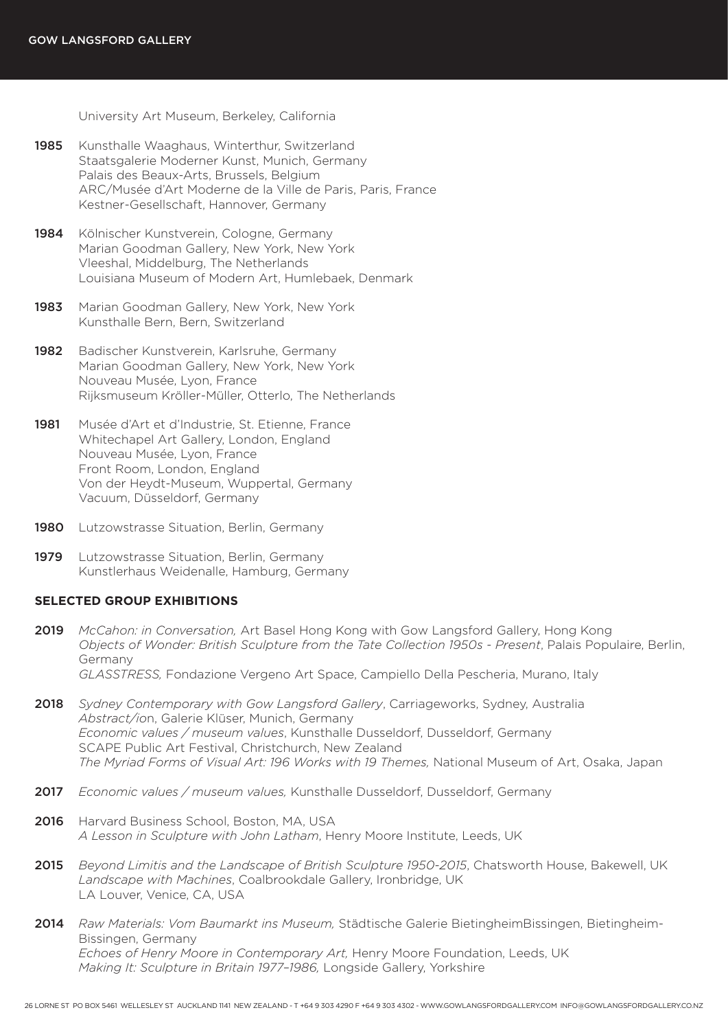University Art Museum, Berkeley, California

**1985** Kunsthalle Waaghaus, Winterthur, Switzerland
Staatsgalerie Moderner Kunst, Munich, Germany
Palais des Beaux-Arts, Brussels, Belgium
ARC/Musée d'Art Moderne de la Ville de Paris, Paris, France
Kestner-Gesellschaft, Hannover, Germany

**1984** Kölnischer Kunstverein, Cologne, Germany
Marian Goodman Gallery, New York, New York
Vleeshal, Middelburg, The Netherlands
Louisiana Museum of Modern Art, Humlebaek, Denmark

**1983** Marian Goodman Gallery, New York, New York
Kunsthalle Bern, Bern, Switzerland

**1982** Badischer Kunstverein, Karlsruhe, Germany
Marian Goodman Gallery, New York, New York
Nouveau Musée, Lyon, France
Rijksmuseum Kröller-Müller, Otterlo, The Netherlands

**1981** Musée d'Art et d'Industrie, St. Etienne, France
Whitechapel Art Gallery, London, England
Nouveau Musée, Lyon, France
Front Room, London, England
Von der Heydt-Museum, Wuppertal, Germany
Vacuum, Düsseldorf, Germany

**1980** Lutzowstrasse Situation, Berlin, Germany

**1979** Lutzowstrasse Situation, Berlin, Germany
Kunstlerhaus Weidenalle, Hamburg, Germany

## SELECTED GROUP EXHIBITIONS

**2019** *McCahon: in Conversation,* Art Basel Hong Kong with Gow Langsford Gallery, Hong Kong
*Objects of Wonder: British Sculpture from the Tate Collection 1950s - Present*, Palais Populaire, Berlin, Germany
*GLASSTRESS,* Fondazione Vergeno Art Space, Campiello Della Pescheria, Murano, Italy

**2018** *Sydney Contemporary with Gow Langsford Gallery*, Carriageworks, Sydney, Australia
*Abstract/ion*, Galerie Klüser, Munich, Germany
*Economic values / museum values*, Kunsthalle Dusseldorf, Dusseldorf, Germany
SCAPE Public Art Festival, Christchurch, New Zealand
*The Myriad Forms of Visual Art: 196 Works with 19 Themes,* National Museum of Art, Osaka, Japan

**2017** *Economic values / museum values,* Kunsthalle Dusseldorf, Dusseldorf, Germany

**2016** Harvard Business School, Boston, MA, USA
*A Lesson in Sculpture with John Latham*, Henry Moore Institute, Leeds, UK

**2015** *Beyond Limitis and the Landscape of British Sculpture 1950-2015*, Chatsworth House, Bakewell, UK
*Landscape with Machines*, Coalbrookdale Gallery, Ironbridge, UK
LA Louver, Venice, CA, USA

**2014** *Raw Materials: Vom Baumarkt ins Museum,* Städtische Galerie BietingheimBissingen, Bietingheim-Bissingen, Germany
*Echoes of Henry Moore in Contemporary Art,* Henry Moore Foundation, Leeds, UK
*Making It: Sculpture in Britain 1977–1986,* Longside Gallery, Yorkshire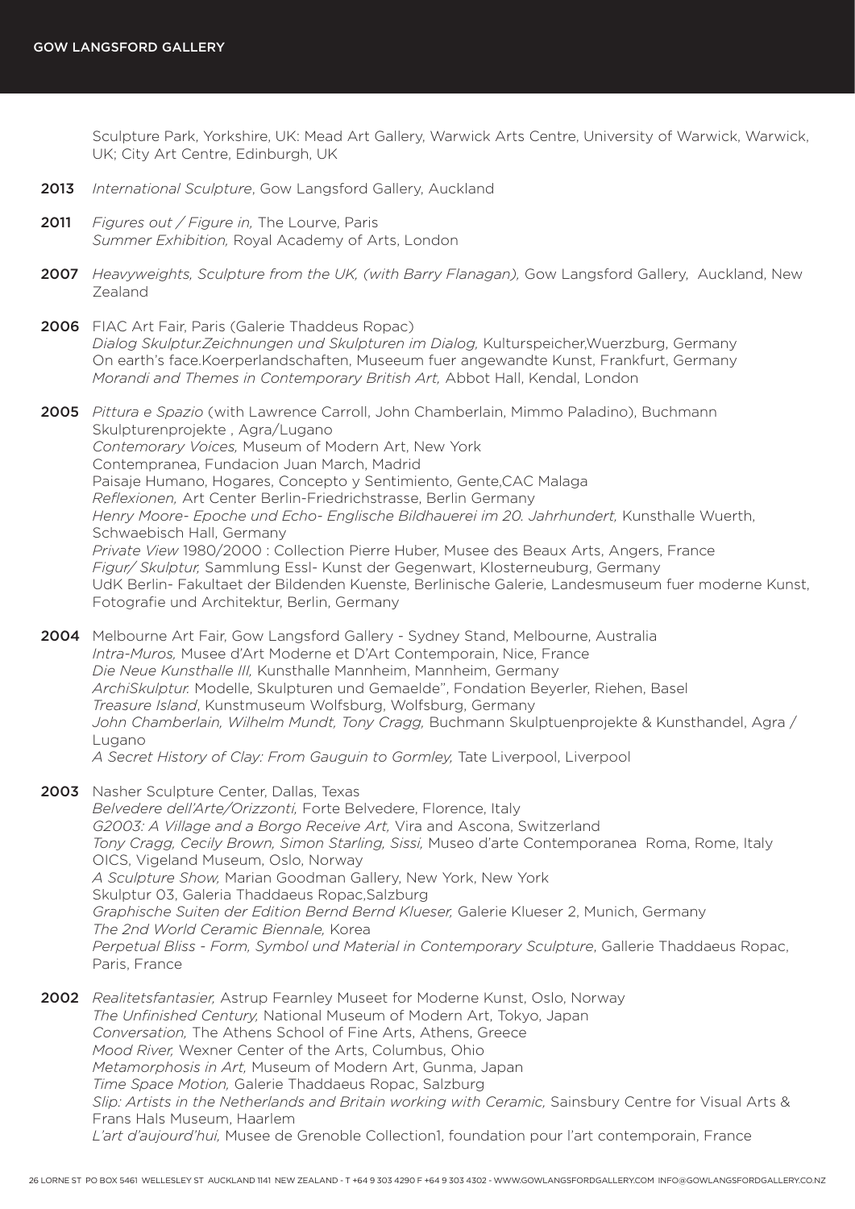Sculpture Park, Yorkshire, UK: Mead Art Gallery, Warwick Arts Centre, University of Warwick, Warwick, UK; City Art Centre, Edinburgh, UK

**2013** *International Sculpture*, Gow Langsford Gallery, Auckland

**2011** *Figures out / Figure in,* The Lourve, Paris
*Summer Exhibition,* Royal Academy of Arts, London

**2007** *Heavyweights, Sculpture from the UK, (with Barry Flanagan),* Gow Langsford Gallery, Auckland, New Zealand

**2006** FIAC Art Fair, Paris (Galerie Thaddeus Ropac)
*Dialog Skulptur.Zeichnungen und Skulpturen im Dialog,* Kulturspeicher,Wuerzburg, Germany
On earth's face.Koerperlandschaften, Museeum fuer angewandte Kunst, Frankfurt, Germany
*Morandi and Themes in Contemporary British Art,* Abbot Hall, Kendal, London

**2005** *Pittura e Spazio* (with Lawrence Carroll, John Chamberlain, Mimmo Paladino), Buchmann Skulpturenprojekte , Agra/Lugano
*Contemorary Voices,* Museum of Modern Art, New York
Contempranea, Fundacion Juan March, Madrid
Paisaje Humano, Hogares, Concepto y Sentimiento, Gente,CAC Malaga
*Reflexionen,* Art Center Berlin-Friedrichstrasse, Berlin Germany
*Henry Moore- Epoche und Echo- Englische Bildhauerei im 20. Jahrhundert,* Kunsthalle Wuerth, Schwaebisch Hall, Germany
*Private View* 1980/2000 : Collection Pierre Huber, Musee des Beaux Arts, Angers, France
*Figur/ Skulptur,* Sammlung Essl- Kunst der Gegenwart, Klosterneuburg, Germany
UdK Berlin- Fakultaet der Bildenden Kuenste, Berlinische Galerie, Landesmuseum fuer moderne Kunst, Fotografie und Architektur, Berlin, Germany

**2004** Melbourne Art Fair, Gow Langsford Gallery - Sydney Stand, Melbourne, Australia
*Intra-Muros,* Musee d'Art Moderne et D'Art Contemporain, Nice, France
*Die Neue Kunsthalle III,* Kunsthalle Mannheim, Mannheim, Germany
*ArchiSkulptur.* Modelle, Skulpturen und Gemaelde", Fondation Beyerler, Riehen, Basel
*Treasure Island*, Kunstmuseum Wolfsburg, Wolfsburg, Germany
*John Chamberlain, Wilhelm Mundt, Tony Cragg,* Buchmann Skulptuenprojekte & Kunsthandel, Agra / Lugano
*A Secret History of Clay: From Gauguin to Gormley,* Tate Liverpool, Liverpool

**2003** Nasher Sculpture Center, Dallas, Texas
*Belvedere dell'Arte/Orizzonti,* Forte Belvedere, Florence, Italy
*G2003: A Village and a Borgo Receive Art,* Vira and Ascona, Switzerland
*Tony Cragg, Cecily Brown, Simon Starling, Sissi,* Museo d'arte Contemporanea Roma, Rome, Italy
OICS, Vigeland Museum, Oslo, Norway
*A Sculpture Show,* Marian Goodman Gallery, New York, New York
Skulptur 03, Galeria Thaddaeus Ropac,Salzburg
*Graphische Suiten der Edition Bernd Bernd Klueser,* Galerie Klueser 2, Munich, Germany
*The 2nd World Ceramic Biennale,* Korea
*Perpetual Bliss - Form, Symbol und Material in Contemporary Sculpture*, Gallerie Thaddaeus Ropac, Paris, France

**2002** *Realitetsfantasier,* Astrup Fearnley Museet for Moderne Kunst, Oslo, Norway
*The Unfinished Century,* National Museum of Modern Art, Tokyo, Japan
*Conversation,* The Athens School of Fine Arts, Athens, Greece
*Mood River,* Wexner Center of the Arts, Columbus, Ohio
*Metamorphosis in Art,* Museum of Modern Art, Gunma, Japan
*Time Space Motion,* Galerie Thaddaeus Ropac, Salzburg
*Slip: Artists in the Netherlands and Britain working with Ceramic,* Sainsbury Centre for Visual Arts & Frans Hals Museum, Haarlem
*L'art d'aujourd'hui,* Musee de Grenoble Collection1, foundation pour l'art contemporain, France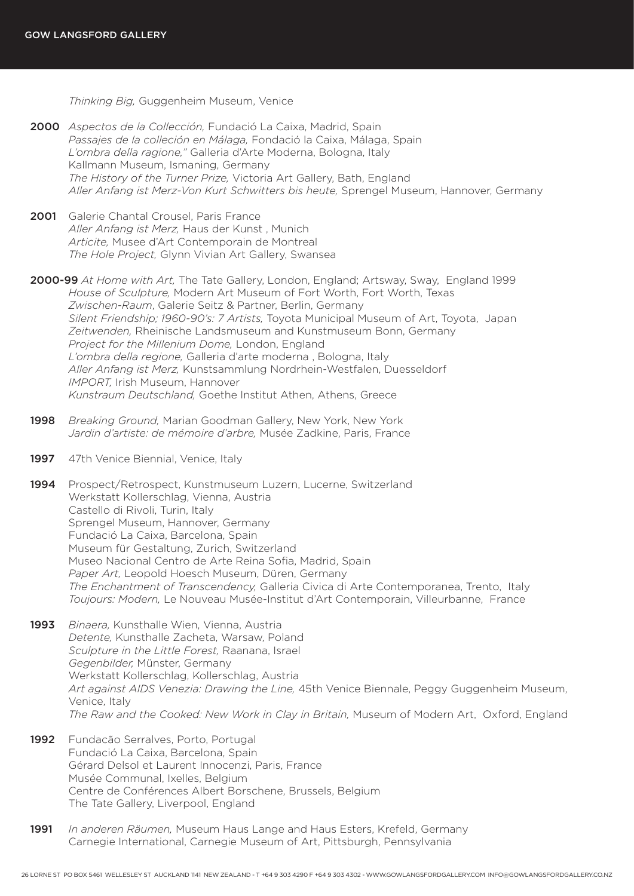*Thinking Big,* Guggenheim Museum, Venice

**2000** *Aspectos de la Collección,* Fundació La Caixa, Madrid, Spain
*Passajes de la colleción en Málaga,* Fondació la Caixa, Málaga, Spain
*L'ombra della ragione,"* Galleria d'Arte Moderna, Bologna, Italy
Kallmann Museum, Ismaning, Germany
*The History of the Turner Prize,* Victoria Art Gallery, Bath, England
*Aller Anfang ist Merz-Von Kurt Schwitters bis heute,* Sprengel Museum, Hannover, Germany

**2001** Galerie Chantal Crousel, Paris France
*Aller Anfang ist Merz,* Haus der Kunst , Munich
*Articite,* Musee d'Art Contemporain de Montreal
*The Hole Project,* Glynn Vivian Art Gallery, Swansea

**2000-99** *At Home with Art,* The Tate Gallery, London, England; Artsway, Sway, England 1999
*House of Sculpture,* Modern Art Museum of Fort Worth, Fort Worth, Texas
*Zwischen-Raum*, Galerie Seitz & Partner, Berlin, Germany
*Silent Friendship; 1960-90's: 7 Artists,* Toyota Municipal Museum of Art, Toyota, Japan
*Zeitwenden,* Rheinische Landsmuseum and Kunstmuseum Bonn, Germany
*Project for the Millenium Dome,* London, England
*L'ombra della regione,* Galleria d'arte moderna , Bologna, Italy
*Aller Anfang ist Merz,* Kunstsammlung Nordrhein-Westfalen, Duesseldorf
*IMPORT,* Irish Museum, Hannover
*Kunstraum Deutschland,* Goethe Institut Athen, Athens, Greece

**1998** *Breaking Ground,* Marian Goodman Gallery, New York, New York
*Jardin d'artiste: de mémoire d'arbre,* Musée Zadkine, Paris, France

**1997** 47th Venice Biennial, Venice, Italy

**1994** Prospect/Retrospect, Kunstmuseum Luzern, Lucerne, Switzerland
Werkstatt Kollerschlag, Vienna, Austria
Castello di Rivoli, Turin, Italy
Sprengel Museum, Hannover, Germany
Fundació La Caixa, Barcelona, Spain
Museum für Gestaltung, Zurich, Switzerland
Museo Nacional Centro de Arte Reina Sofia, Madrid, Spain
*Paper Art,* Leopold Hoesch Museum, Düren, Germany
*The Enchantment of Transcendency,* Galleria Civica di Arte Contemporanea, Trento, Italy
*Toujours: Modern,* Le Nouveau Musée-Institut d'Art Contemporain, Villeurbanne, France

**1993** *Binaera,* Kunsthalle Wien, Vienna, Austria
*Detente,* Kunsthalle Zacheta, Warsaw, Poland
*Sculpture in the Little Forest,* Raanana, Israel
*Gegenbilder,* Münster, Germany
Werkstatt Kollerschlag, Kollerschlag, Austria
*Art against AIDS Venezia: Drawing the Line,* 45th Venice Biennale, Peggy Guggenheim Museum, Venice, Italy
*The Raw and the Cooked: New Work in Clay in Britain,* Museum of Modern Art, Oxford, England

**1992** Fundacão Serralves, Porto, Portugal
Fundació La Caixa, Barcelona, Spain
Gérard Delsol et Laurent Innocenzi, Paris, France
Musée Communal, Ixelles, Belgium
Centre de Conférences Albert Borschene, Brussels, Belgium
The Tate Gallery, Liverpool, England

**1991** *In anderen Räumen,* Museum Haus Lange and Haus Esters, Krefeld, Germany
Carnegie International, Carnegie Museum of Art, Pittsburgh, Pennsylvania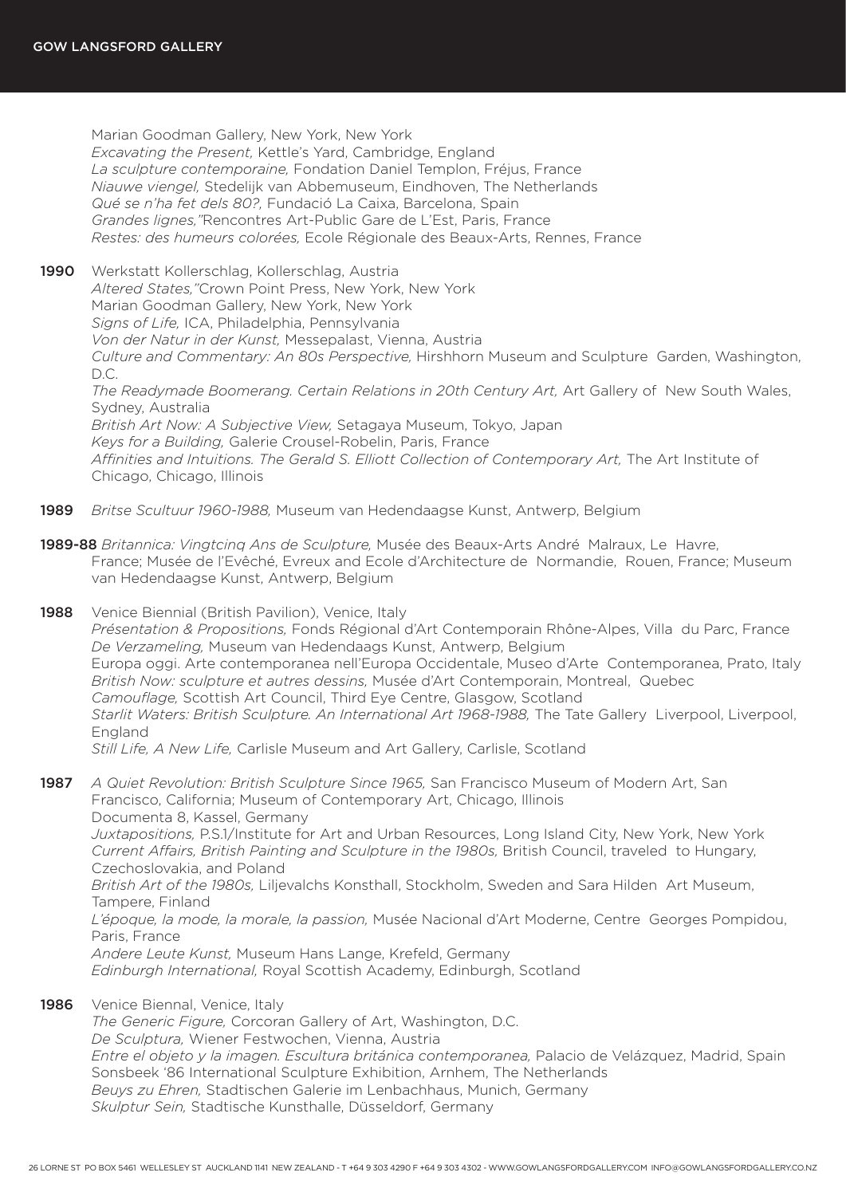Marian Goodman Gallery, New York, New York
*Excavating the Present,* Kettle's Yard, Cambridge, England
*La sculpture contemporaine,* Fondation Daniel Templon, Fréjus, France
*Niauwe viengel,* Stedelijk van Abbemuseum, Eindhoven, The Netherlands
*Qué se n'ha fet dels 80?,* Fundació La Caixa, Barcelona, Spain
*Grandes lignes,"*Rencontres Art-Public Gare de L'Est, Paris, France
*Restes: des humeurs colorées,* Ecole Régionale des Beaux-Arts, Rennes, France

**1990** Werkstatt Kollerschlag, Kollerschlag, Austria
*Altered States,"*Crown Point Press, New York, New York
Marian Goodman Gallery, New York, New York
*Signs of Life,* ICA, Philadelphia, Pennsylvania
*Von der Natur in der Kunst,* Messepalast, Vienna, Austria
*Culture and Commentary: An 80s Perspective,* Hirshhorn Museum and Sculpture Garden, Washington, D.C.
*The Readymade Boomerang. Certain Relations in 20th Century Art,* Art Gallery of New South Wales, Sydney, Australia
*British Art Now: A Subjective View,* Setagaya Museum, Tokyo, Japan
*Keys for a Building,* Galerie Crousel-Robelin, Paris, France
*Affinities and Intuitions. The Gerald S. Elliott Collection of Contemporary Art,* The Art Institute of Chicago, Chicago, Illinois

**1989** *Britse Scultuur 1960-1988,* Museum van Hedendaagse Kunst, Antwerp, Belgium

**1989-88** *Britannica: Vingtcinq Ans de Sculpture,* Musée des Beaux-Arts André Malraux, Le Havre, France; Musée de l'Evêché, Evreux and Ecole d'Architecture de Normandie, Rouen, France; Museum van Hedendaagse Kunst, Antwerp, Belgium

**1988** Venice Biennial (British Pavilion), Venice, Italy
*Présentation & Propositions,* Fonds Régional d'Art Contemporain Rhône-Alpes, Villa du Parc, France
*De Verzameling,* Museum van Hedendaags Kunst, Antwerp, Belgium
Europa oggi. Arte contemporanea nell'Europa Occidentale, Museo d'Arte Contemporanea, Prato, Italy
*British Now: sculpture et autres dessins,* Musée d'Art Contemporain, Montreal, Quebec
*Camouflage,* Scottish Art Council, Third Eye Centre, Glasgow, Scotland
*Starlit Waters: British Sculpture. An International Art 1968-1988,* The Tate Gallery Liverpool, Liverpool, England
*Still Life, A New Life,* Carlisle Museum and Art Gallery, Carlisle, Scotland

**1987** *A Quiet Revolution: British Sculpture Since 1965,* San Francisco Museum of Modern Art, San Francisco, California; Museum of Contemporary Art, Chicago, Illinois
Documenta 8, Kassel, Germany
*Juxtapositions,* P.S.1/Institute for Art and Urban Resources, Long Island City, New York, New York
*Current Affairs, British Painting and Sculpture in the 1980s,* British Council, traveled to Hungary, Czechoslovakia, and Poland
*British Art of the 1980s,* Liljevalchs Konsthall, Stockholm, Sweden and Sara Hilden Art Museum, Tampere, Finland
*L'époque, la mode, la morale, la passion,* Musée Nacional d'Art Moderne, Centre Georges Pompidou, Paris, France
*Andere Leute Kunst,* Museum Hans Lange, Krefeld, Germany
*Edinburgh International,* Royal Scottish Academy, Edinburgh, Scotland

**1986** Venice Biennal, Venice, Italy
*The Generic Figure,* Corcoran Gallery of Art, Washington, D.C.
*De Sculptura,* Wiener Festwochen, Vienna, Austria
*Entre el objeto y la imagen. Escultura británica contemporanea,* Palacio de Velázquez, Madrid, Spain
Sonsbeek '86 International Sculpture Exhibition, Arnhem, The Netherlands
*Beuys zu Ehren,* Stadtischen Galerie im Lenbachhaus, Munich, Germany
*Skulptur Sein,* Stadtische Kunsthalle, Düsseldorf, Germany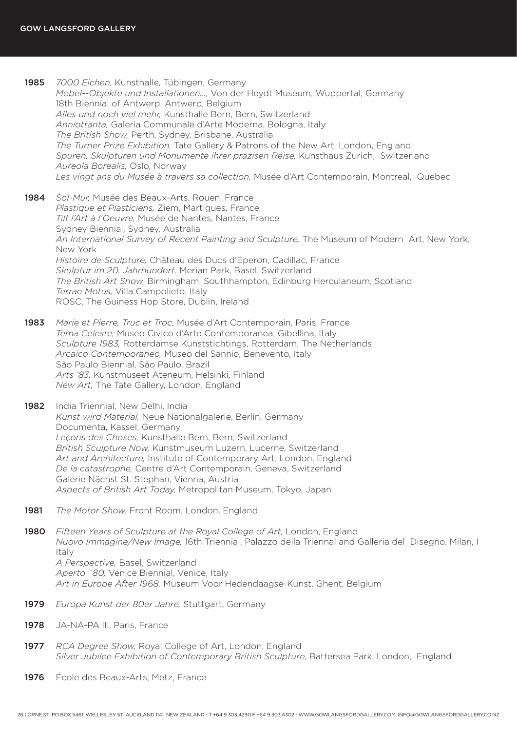**1985** *7000 Eichen,* Kunsthalle, Tübingen, Germany
*Mobel--Objekte und Installationen...,* Von der Heydt Museum, Wuppertal, Germany
18th Biennial of Antwerp, Antwerp, Belgium
*Alles und noch viel mehr,* Kunsthalle Bern, Bern, Switzerland
*Anniottanta,* Galeria Communale d'Arte Moderna, Bologna, Italy
*The British Show,* Perth, Sydney, Brisbane, Australia
*The Turner Prize Exhibition,* Tate Gallery & Patrons of the New Art, London, England
*Spuren, Skulpturen und Monumente ihrer präzisen Reise,* Kunsthaus Zurich, Switzerland
*Aureola Borealis,* Oslo, Norway
*Les vingt ans du Musée à travers sa collection,* Musée d'Art Contemporain, Montreal, Quebec

**1984** *Sol-Mur,* Musée des Beaux-Arts, Rouen, France
*Plastique et Plasticiens,* Ziem, Martigues, France
*Tilt l'Art à l'Oeuvre,* Musée de Nantes, Nantes, France
Sydney Biennial, Sydney, Australia
*An International Survey of Recent Painting and Sculpture,* The Museum of Modern Art, New York, New York
*Histoire de Sculpture,* Château des Ducs d'Eperon, Cadillac, France
*Skulptur im 20. Jahrhundert,* Merian Park, Basel, Switzerland
*The British Art Show,* Birmingham, Southhampton, Edinburg Herculaneum, Scotland
*Terrae Motus,* Villa Campolieto, Italy
ROSC, The Guiness Hop Store, Dublin, Ireland

**1983** *Marie et Pierre, Truc et Troc,* Musée d'Art Contemporain, Paris, France
*Tema Celeste,* Museo Civico d'Arte Contemporanea, Gibellina, Italy
*Sculpture 1983,* Rotterdamse Kunststichtings, Rotterdam, The Netherlands
*Arcaico Contemporaneo,* Museo del Sannio, Benevento, Italy
São Paulo Biennial, São Paulo, Brazil
*Arts '83,* Kunstmuseet Ateneum, Helsinki, Finland
*New Art,* The Tate Gallery, London, England

**1982** India Triennial, New Delhi, India
*Kunst wird Material,* Neue Nationalgalerie, Berlin, Germany
Documenta, Kassel, Germany
*Leçons des Choses,* Kunsthalle Bern, Bern, Switzerland
*British Sculpture Now,* Kunstmuseum Luzern, Lucerne, Switzerland
*Art and Architecture,* Institute of Contemporary Art, London, England
*De la catastrophe,* Centre d'Art Contemporain, Geneva, Switzerland
Galerie Nächst St. Stephan, Vienna, Austria
*Aspects of British Art Today,* Metropolitan Museum, Tokyo, Japan

**1981** *The Motor Show,* Front Room, London, England

**1980** *Fifteen Years of Sculpture at the Royal College of Art,* London, England
*Nuovo Immagine/New Image,* 16th Triennial, Palazzo della Triennal and Galleria del Disegno, Milan, I Italy
*A Perspective,* Basel, Switzerland
*Aperto `80,* Venice Biennial, Venice, Italy
*Art in Europe After 1968,* Museum Voor Hedendaagse-Kunst, Ghent, Belgium

**1979** *Europa Kunst der 80er Jahre,* Stuttgart, Germany

**1978** JA-NA-PA III, Paris, France

**1977** *RCA Degree Show,* Royal College of Art, London, England
*Silver Jubilee Exhibition of Contemporary British Sculpture,* Battersea Park, London, England

**1976** École des Beaux-Arts, Metz, France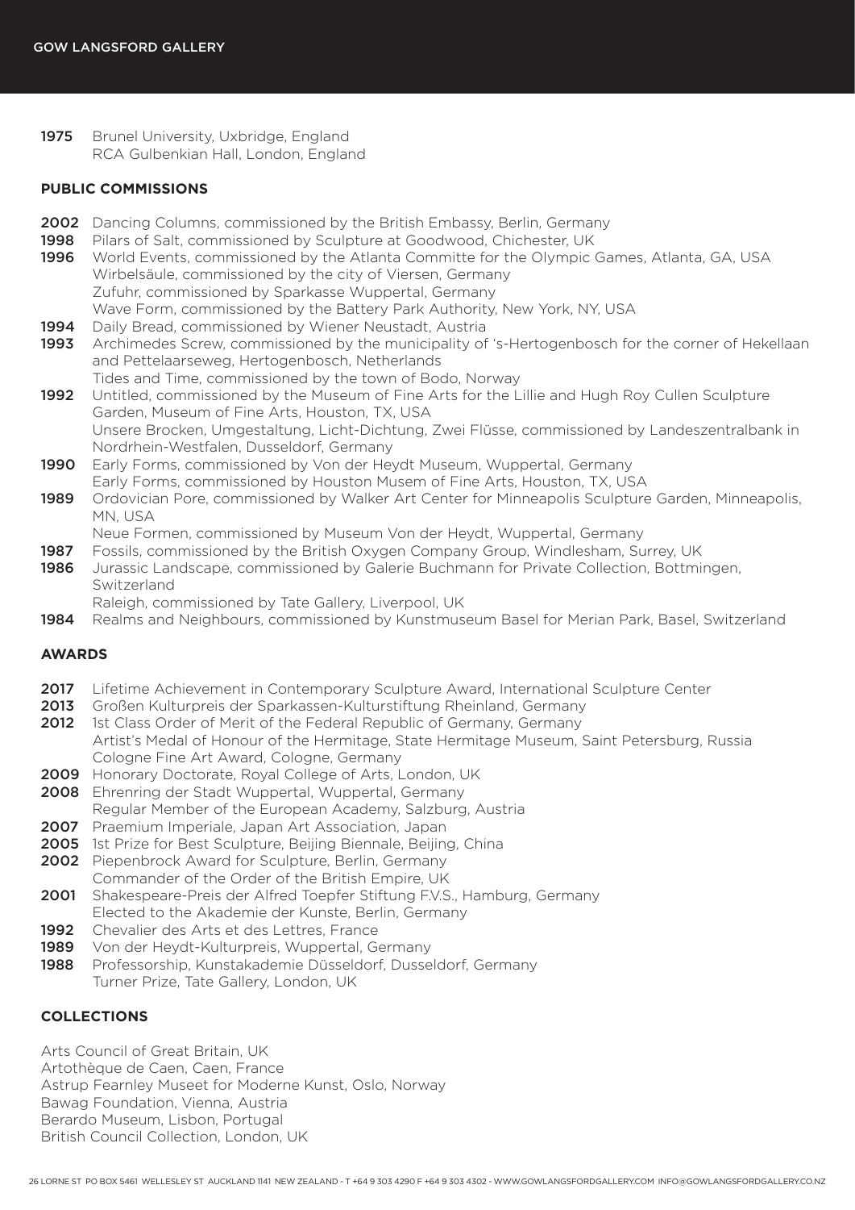**1975** Brunel University, Uxbridge, England
RCA Gulbenkian Hall, London, England

## PUBLIC COMMISSIONS

**2002** Dancing Columns, commissioned by the British Embassy, Berlin, Germany
**1998** Pilars of Salt, commissioned by Sculpture at Goodwood, Chichester, UK
**1996** World Events, commissioned by the Atlanta Committe for the Olympic Games, Atlanta, GA, USA
Wirbelsäule, commissioned by the city of Viersen, Germany
Zufuhr, commissioned by Sparkasse Wuppertal, Germany
Wave Form, commissioned by the Battery Park Authority, New York, NY, USA
**1994** Daily Bread, commissioned by Wiener Neustadt, Austria
**1993** Archimedes Screw, commissioned by the municipality of 's-Hertogenbosch for the corner of Hekellaan and Pettelaarseweg, Hertogenbosch, Netherlands
Tides and Time, commissioned by the town of Bodo, Norway
**1992** Untitled, commissioned by the Museum of Fine Arts for the Lillie and Hugh Roy Cullen Sculpture Garden, Museum of Fine Arts, Houston, TX, USA
Unsere Brocken, Umgestaltung, Licht-Dichtung, Zwei Flüsse, commissioned by Landeszentralbank in Nordrhein-Westfalen, Dusseldorf, Germany
**1990** Early Forms, commissioned by Von der Heydt Museum, Wuppertal, Germany
Early Forms, commissioned by Houston Musem of Fine Arts, Houston, TX, USA
**1989** Ordovician Pore, commissioned by Walker Art Center for Minneapolis Sculpture Garden, Minneapolis, MN, USA
Neue Formen, commissioned by Museum Von der Heydt, Wuppertal, Germany
**1987** Fossils, commissioned by the British Oxygen Company Group, Windlesham, Surrey, UK
**1986** Jurassic Landscape, commissioned by Galerie Buchmann for Private Collection, Bottmingen, Switzerland
Raleigh, commissioned by Tate Gallery, Liverpool, UK
**1984** Realms and Neighbours, commissioned by Kunstmuseum Basel for Merian Park, Basel, Switzerland

## AWARDS

**2017** Lifetime Achievement in Contemporary Sculpture Award, International Sculpture Center
**2013** Großen Kulturpreis der Sparkassen-Kulturstiftung Rheinland, Germany
**2012** 1st Class Order of Merit of the Federal Republic of Germany, Germany
Artist's Medal of Honour of the Hermitage, State Hermitage Museum, Saint Petersburg, Russia
Cologne Fine Art Award, Cologne, Germany
**2009** Honorary Doctorate, Royal College of Arts, London, UK
**2008** Ehrenring der Stadt Wuppertal, Wuppertal, Germany
Regular Member of the European Academy, Salzburg, Austria
**2007** Praemium Imperiale, Japan Art Association, Japan
**2005** 1st Prize for Best Sculpture, Beijing Biennale, Beijing, China
**2002** Piepenbrock Award for Sculpture, Berlin, Germany
Commander of the Order of the British Empire, UK
**2001** Shakespeare-Preis der Alfred Toepfer Stiftung F.V.S., Hamburg, Germany
Elected to the Akademie der Kunste, Berlin, Germany
**1992** Chevalier des Arts et des Lettres, France
**1989** Von der Heydt-Kulturpreis, Wuppertal, Germany
**1988** Professorship, Kunstakademie Düsseldorf, Dusseldorf, Germany
Turner Prize, Tate Gallery, London, UK

## COLLECTIONS

Arts Council of Great Britain, UK
Artothèque de Caen, Caen, France
Astrup Fearnley Museet for Moderne Kunst, Oslo, Norway
Bawag Foundation, Vienna, Austria
Berardo Museum, Lisbon, Portugal
British Council Collection, London, UK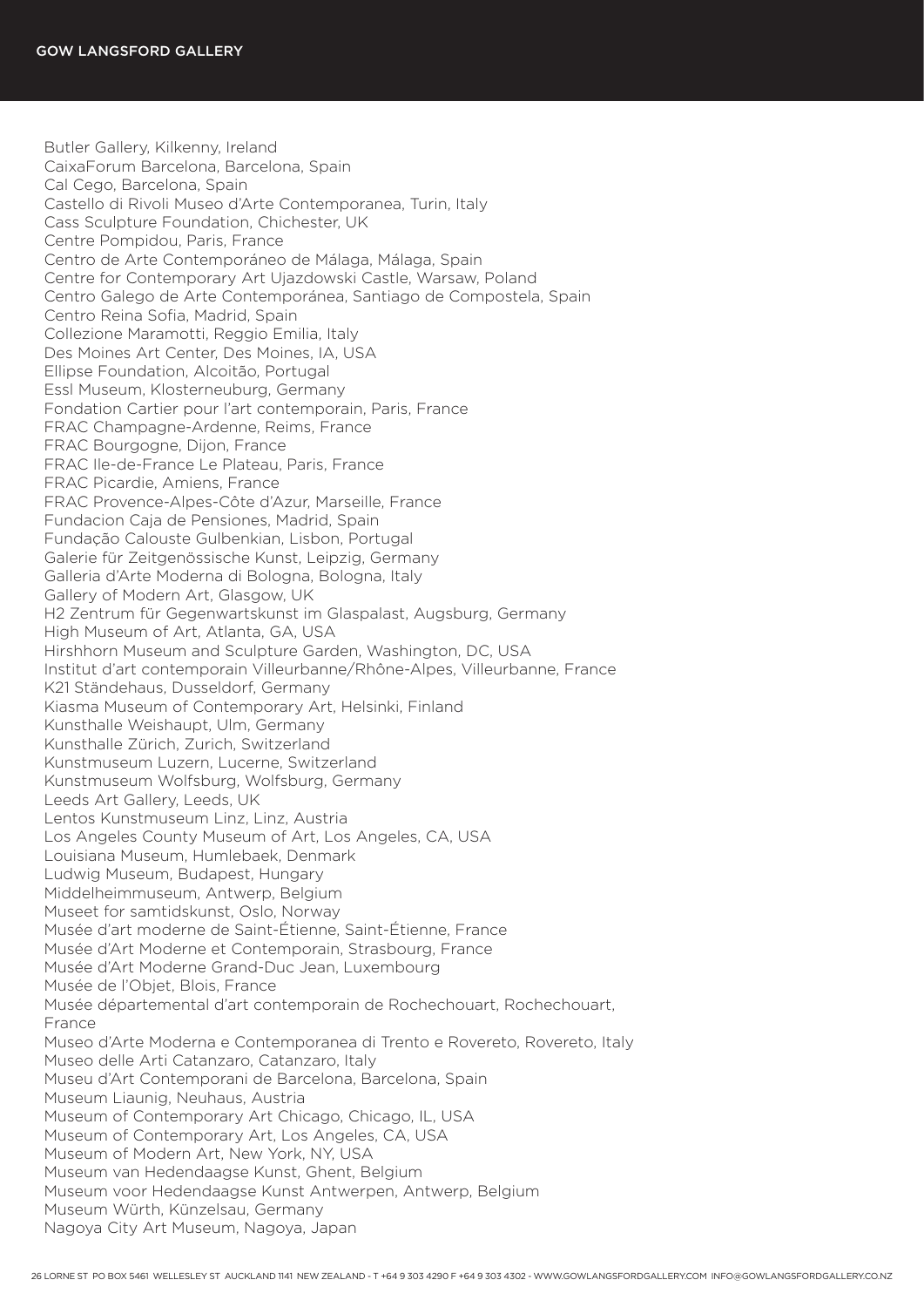Butler Gallery, Kilkenny, Ireland
CaixaForum Barcelona, Barcelona, Spain
Cal Cego, Barcelona, Spain
Castello di Rivoli Museo d'Arte Contemporanea, Turin, Italy
Cass Sculpture Foundation, Chichester, UK
Centre Pompidou, Paris, France
Centro de Arte Contemporáneo de Málaga, Málaga, Spain
Centre for Contemporary Art Ujazdowski Castle, Warsaw, Poland
Centro Galego de Arte Contemporánea, Santiago de Compostela, Spain
Centro Reina Sofia, Madrid, Spain
Collezione Maramotti, Reggio Emilia, Italy
Des Moines Art Center, Des Moines, IA, USA
Ellipse Foundation, Alcoitão, Portugal
Essl Museum, Klosterneuburg, Germany
Fondation Cartier pour l'art contemporain, Paris, France
FRAC Champagne-Ardenne, Reims, France
FRAC Bourgogne, Dijon, France
FRAC Ile-de-France Le Plateau, Paris, France
FRAC Picardie, Amiens, France
FRAC Provence-Alpes-Côte d'Azur, Marseille, France
Fundacion Caja de Pensiones, Madrid, Spain
Fundação Calouste Gulbenkian, Lisbon, Portugal
Galerie für Zeitgenössische Kunst, Leipzig, Germany
Galleria d'Arte Moderna di Bologna, Bologna, Italy
Gallery of Modern Art, Glasgow, UK
H2 Zentrum für Gegenwartskunst im Glaspalast, Augsburg, Germany
High Museum of Art, Atlanta, GA, USA
Hirshhorn Museum and Sculpture Garden, Washington, DC, USA
Institut d'art contemporain Villeurbanne/Rhône-Alpes, Villeurbanne, France
K21 Ständehaus, Dusseldorf, Germany
Kiasma Museum of Contemporary Art, Helsinki, Finland
Kunsthalle Weishaupt, Ulm, Germany
Kunsthalle Zürich, Zurich, Switzerland
Kunstmuseum Luzern, Lucerne, Switzerland
Kunstmuseum Wolfsburg, Wolfsburg, Germany
Leeds Art Gallery, Leeds, UK
Lentos Kunstmuseum Linz, Linz, Austria
Los Angeles County Museum of Art, Los Angeles, CA, USA
Louisiana Museum, Humlebaek, Denmark
Ludwig Museum, Budapest, Hungary
Middelheimmuseum, Antwerp, Belgium
Museet for samtidskunst, Oslo, Norway
Musée d'art moderne de Saint-Étienne, Saint-Étienne, France
Musée d'Art Moderne et Contemporain, Strasbourg, France
Musée d'Art Moderne Grand-Duc Jean, Luxembourg
Musée de l'Objet, Blois, France
Musée départemental d'art contemporain de Rochechouart, Rochechouart, France
Museo d'Arte Moderna e Contemporanea di Trento e Rovereto, Rovereto, Italy
Museo delle Arti Catanzaro, Catanzaro, Italy
Museu d'Art Contemporani de Barcelona, Barcelona, Spain
Museum Liaunig, Neuhaus, Austria
Museum of Contemporary Art Chicago, Chicago, IL, USA
Museum of Contemporary Art, Los Angeles, CA, USA
Museum of Modern Art, New York, NY, USA
Museum van Hedendaagse Kunst, Ghent, Belgium
Museum voor Hedendaagse Kunst Antwerpen, Antwerp, Belgium
Museum Würth, Künzelsau, Germany
Nagoya City Art Museum, Nagoya, Japan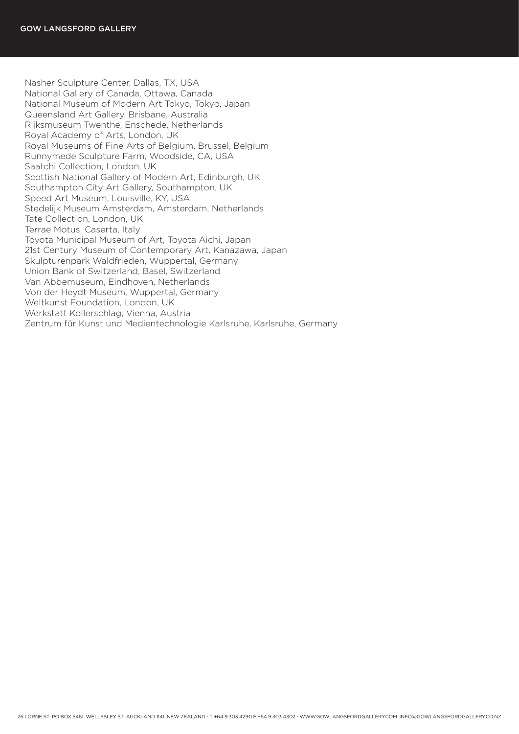Nasher Sculpture Center, Dallas, TX, USA
National Gallery of Canada, Ottawa, Canada
National Museum of Modern Art Tokyo, Tokyo, Japan
Queensland Art Gallery, Brisbane, Australia
Rijksmuseum Twenthe, Enschede, Netherlands
Royal Academy of Arts, London, UK
Royal Museums of Fine Arts of Belgium, Brussel, Belgium
Runnymede Sculpture Farm, Woodside, CA, USA
Saatchi Collection, London, UK
Scottish National Gallery of Modern Art, Edinburgh, UK
Southampton City Art Gallery, Southampton, UK
Speed Art Museum, Louisville, KY, USA
Stedelijk Museum Amsterdam, Amsterdam, Netherlands
Tate Collection, London, UK
Terrae Motus, Caserta, Italy
Toyota Municipal Museum of Art, Toyota Aichi, Japan
21st Century Museum of Contemporary Art, Kanazawa, Japan
Skulpturenpark Waldfrieden, Wuppertal, Germany
Union Bank of Switzerland, Basel, Switzerland
Van Abbemuseum, Eindhoven, Netherlands
Von der Heydt Museum, Wuppertal, Germany
Weltkunst Foundation, London, UK
Werkstatt Kollerschlag, Vienna, Austria
Zentrum für Kunst und Medientechnologie Karlsruhe, Karlsruhe, Germany